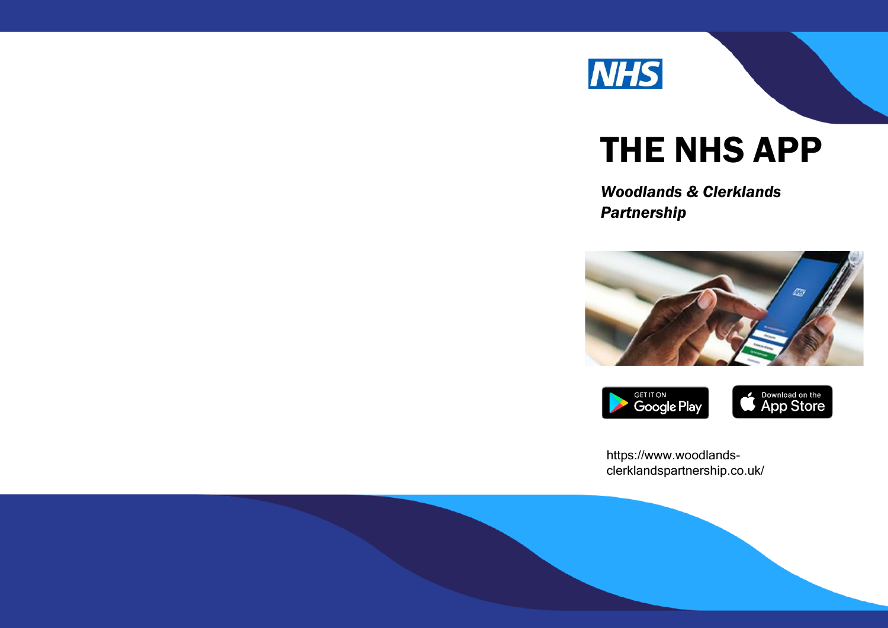NHS

# THE NHS APP

***Woodlands & Clerklands Partnership***

GET IT ON Google Play

Download on the App Store

https://www.woodlands-clerklandspartnership.co.uk/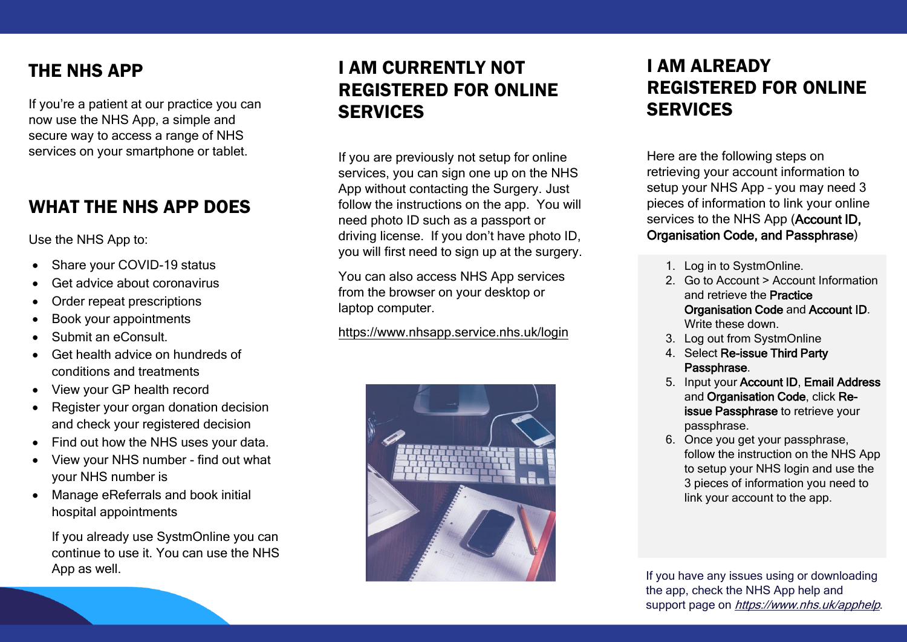## THE NHS APP

If you're a patient at our practice you can now use the NHS App, a simple and secure way to access a range of NHS services on your smartphone or tablet.

## WHAT THE NHS APP DOES

Use the NHS App to:

- Share your COVID-19 status
- Get advice about coronavirus
- Order repeat prescriptions
- Book your appointments
- Submit an eConsult.
- Get health advice on hundreds of conditions and treatments
- View your GP health record
- Register your organ donation decision and check your registered decision
- Find out how the NHS uses your data.
- View your NHS number - find out what your NHS number is
- Manage eReferrals and book initial hospital appointments

If you already use SystmOnline you can continue to use it. You can use the NHS App as well.

## I AM CURRENTLY NOT REGISTERED FOR ONLINE SERVICES

If you are previously not setup for online services, you can sign one up on the NHS App without contacting the Surgery. Just follow the instructions on the app. You will need photo ID such as a passport or driving license. If you don't have photo ID, you will first need to sign up at the surgery.

You can also access NHS App services from the browser on your desktop or laptop computer.

https://www.nhsapp.service.nhs.uk/login

## I AM ALREADY REGISTERED FOR ONLINE SERVICES

Here are the following steps on retrieving your account information to setup your NHS App – you may need 3 pieces of information to link your online services to the NHS App (**Account ID, Organisation Code, and Passphrase**)

1. Log in to SystmOnline.
2. Go to Account > Account Information and retrieve the **Practice Organisation Code** and **Account ID**. Write these down.
3. Log out from SystmOnline
4. Select **Re-issue Third Party Passphrase**.
5. Input your **Account ID**, **Email Address** and **Organisation Code**, click **Re-issue Passphrase** to retrieve your passphrase.
6. Once you get your passphrase, follow the instruction on the NHS App to setup your NHS login and use the 3 pieces of information you need to link your account to the app.

If you have any issues using or downloading the app, check the NHS App help and support page on *https://www.nhs.uk/apphelp*.